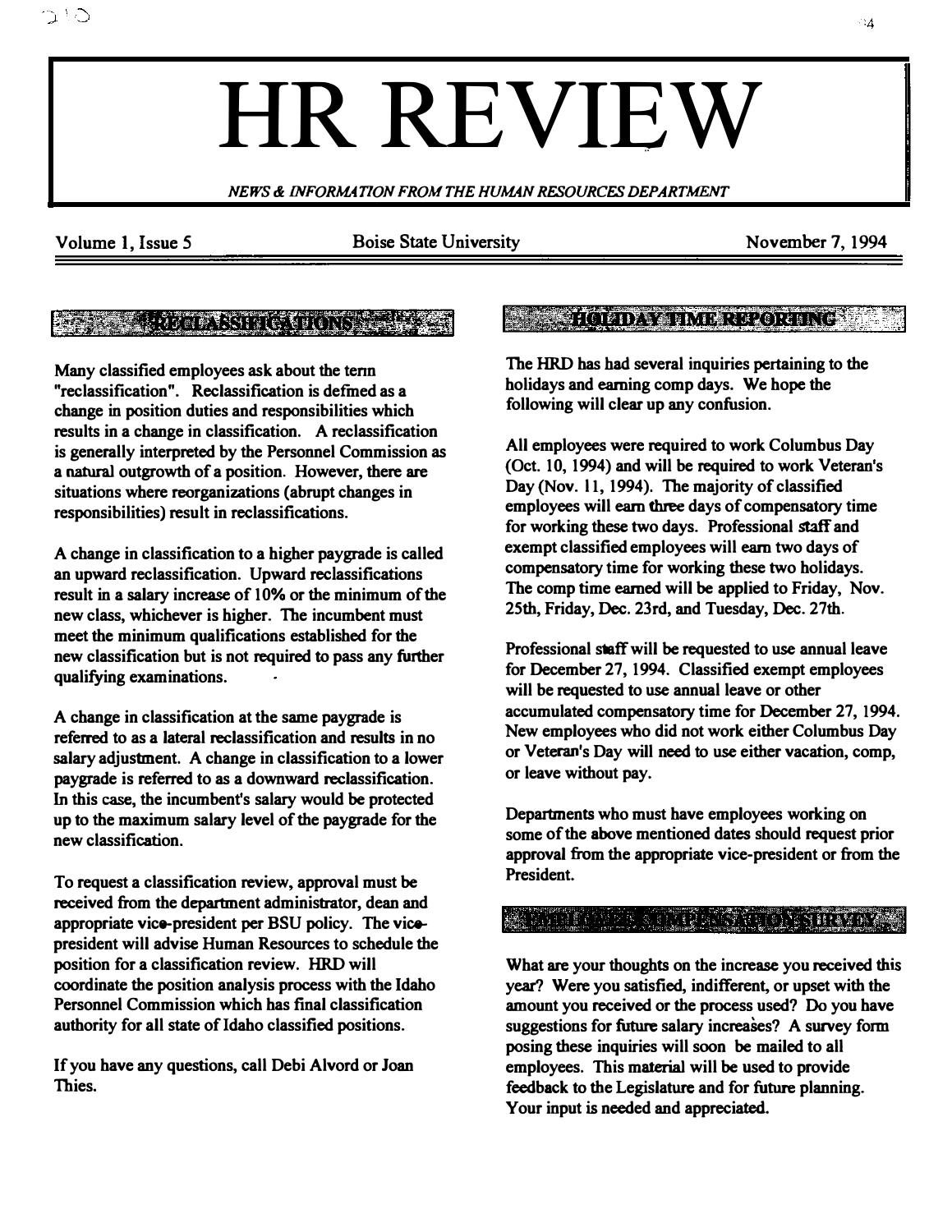# HR REVIEW

*NEWS & INFORMATION FROM THE HUMAN RESOURCES DEPARTMENT*

Volume 1, Issue 5 | Boise State University | November 7, 1994

## RECLASSIFICATIONS

Many classified employees ask about the term "reclassification". Reclassification is defined as a change in position duties and responsibilities which results in a change in classification. A reclassification is generally interpreted by the Personnel Commission as a natural outgrowth of a position. However, there are situations where reorganizations (abrupt changes in responsibilities) result in reclassifications.

A change in classification to a higher paygrade is called an upward reclassification. Upward reclassifications result in a salary increase of 10% or the minimum of the new class, whichever is higher. The incumbent must meet the minimum qualifications established for the new classification but is not required to pass any further qualifying examinations.

A change in classification at the same paygrade is referred to as a lateral reclassification and results in no salary adjustment. A change in classification to a lower paygrade is referred to as a downward reclassification. In this case, the incumbent's salary would be protected up to the maximum salary level of the paygrade for the new classification.

To request a classification review, approval must be received from the department administrator, dean and appropriate vice-president per BSU policy. The vice-president will advise Human Resources to schedule the position for a classification review. HRD will coordinate the position analysis process with the Idaho Personnel Commission which has final classification authority for all state of Idaho classified positions.

If you have any questions, call Debi Alvord or Joan Thies.

## HOLIDAY TIME REPORTING

The HRD has had several inquiries pertaining to the holidays and earning comp days. We hope the following will clear up any confusion.

All employees were required to work Columbus Day (Oct. 10, 1994) and will be required to work Veteran's Day (Nov. 11, 1994). The majority of classified employees will earn three days of compensatory time for working these two days. Professional staff and exempt classified employees will earn two days of compensatory time for working these two holidays. The comp time earned will be applied to Friday, Nov. 25th, Friday, Dec. 23rd, and Tuesday, Dec. 27th.

Professional staff will be requested to use annual leave for December 27, 1994. Classified exempt employees will be requested to use annual leave or other accumulated compensatory time for December 27, 1994. New employees who did not work either Columbus Day or Veteran's Day will need to use either vacation, comp, or leave without pay.

Departments who must have employees working on some of the above mentioned dates should request prior approval from the appropriate vice-president or from the President.

## EMPLOYEE COMPENSATION SURVEY

What are your thoughts on the increase you received this year? Were you satisfied, indifferent, or upset with the amount you received or the process used? Do you have suggestions for future salary increases? A survey form posing these inquiries will soon be mailed to all employees. This material will be used to provide feedback to the Legislature and for future planning. Your input is needed and appreciated.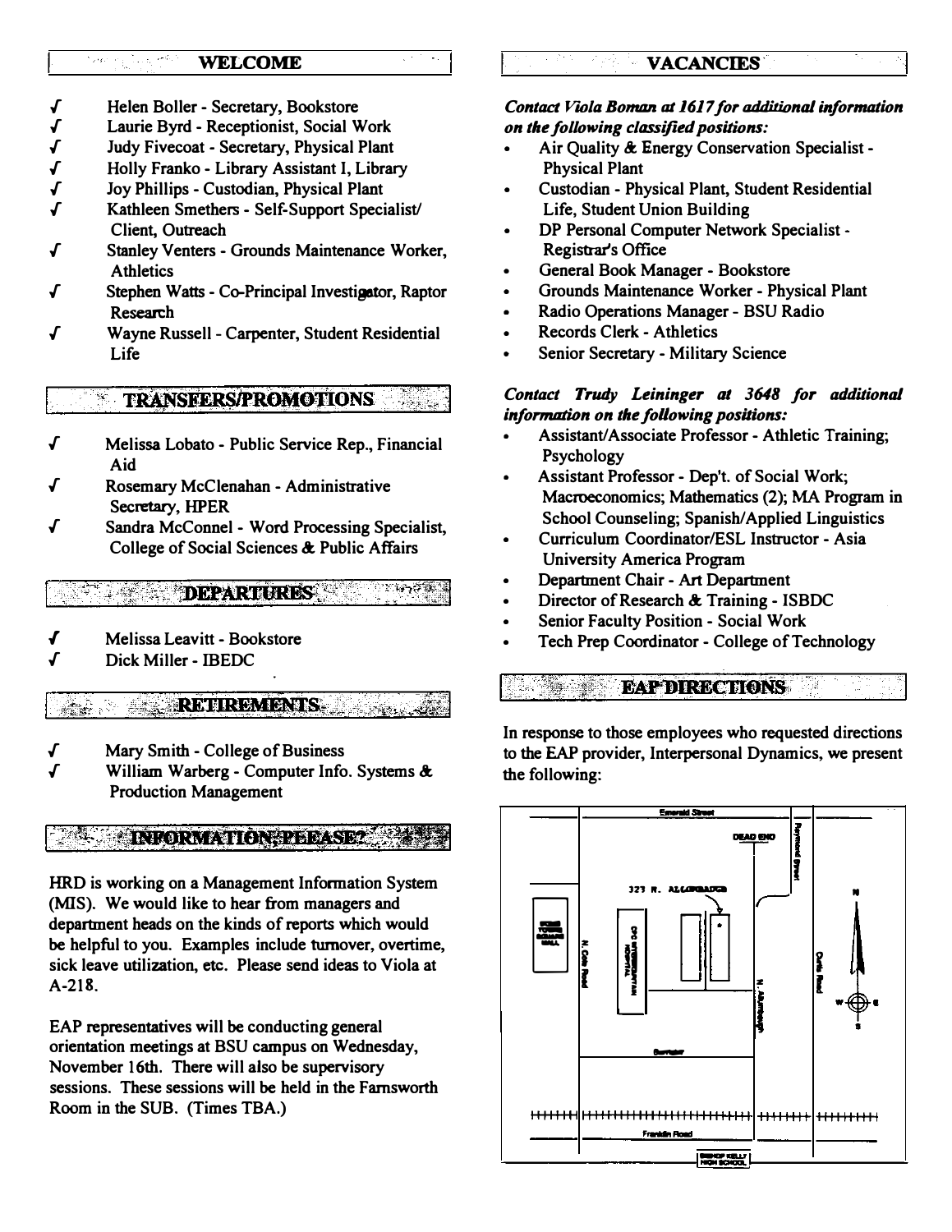## WELCOME

- ✓ Helen Boller - Secretary, Bookstore
- ✓ Laurie Byrd - Receptionist, Social Work
- ✓ Judy Fivecoat - Secretary, Physical Plant
- ✓ Holly Franko - Library Assistant I, Library
- ✓ Joy Phillips - Custodian, Physical Plant
- ✓ Kathleen Smethers - Self-Support Specialist/ Client, Outreach
- ✓ Stanley Venters - Grounds Maintenance Worker, Athletics
- ✓ Stephen Watts - Co-Principal Investigator, Raptor Research
- ✓ Wayne Russell - Carpenter, Student Residential Life

## TRANSFERS/PROMOTIONS

- ✓ Melissa Lobato - Public Service Rep., Financial Aid
- ✓ Rosemary McClenahan - Administrative Secretary, HPER
- ✓ Sandra McConnel - Word Processing Specialist, College of Social Sciences & Public Affairs

## DEPARTURES

- ✓ Melissa Leavitt - Bookstore
- ✓ Dick Miller - IBEDC

## RETIREMENTS

- ✓ Mary Smith - College of Business
- ✓ William Warberg - Computer Info. Systems & Production Management

## INFORMATION, PLEASE?

HRD is working on a Management Information System (MIS). We would like to hear from managers and department heads on the kinds of reports which would be helpful to you. Examples include turnover, overtime, sick leave utilization, etc. Please send ideas to Viola at A-218.

EAP representatives will be conducting general orientation meetings at BSU campus on Wednesday, November 16th. There will also be supervisory sessions. These sessions will be held in the Farnsworth Room in the SUB. (Times TBA.)

## VACANCIES

***Contact Viola Boman at 1617 for additional information on the following classified positions:***

- Air Quality & Energy Conservation Specialist - Physical Plant
- Custodian - Physical Plant, Student Residential Life, Student Union Building
- DP Personal Computer Network Specialist - Registrar's Office
- General Book Manager - Bookstore
- Grounds Maintenance Worker - Physical Plant
- Radio Operations Manager - BSU Radio
- Records Clerk - Athletics
- Senior Secretary - Military Science

***Contact Trudy Leininger at 3648 for additional information on the following positions:***

- Assistant/Associate Professor - Athletic Training; Psychology
- Assistant Professor - Dep't. of Social Work; Macroeconomics; Mathematics (2); MA Program in School Counseling; Spanish/Applied Linguistics
- Curriculum Coordinator/ESL Instructor - Asia University America Program
- Department Chair - Art Department
- Director of Research & Training - ISBDC
- Senior Faculty Position - Social Work
- Tech Prep Coordinator - College of Technology

## EAP DIRECTIONS

In response to those employees who requested directions to the EAP provider, Interpersonal Dynamics, we present the following:

Emerald Street
DEAD END
Raymond Street
323 N. ALLUMBAUGH
BOISE TOWNE SQUARE MALL
N. Cole Road
CPC INTERMOUNTAIN HOSPITAL
N. Allumbaugh
Curtis Road
Barrister
Franklin Road
BISHOP KELLY HIGH SCHOOL
N
W E
S